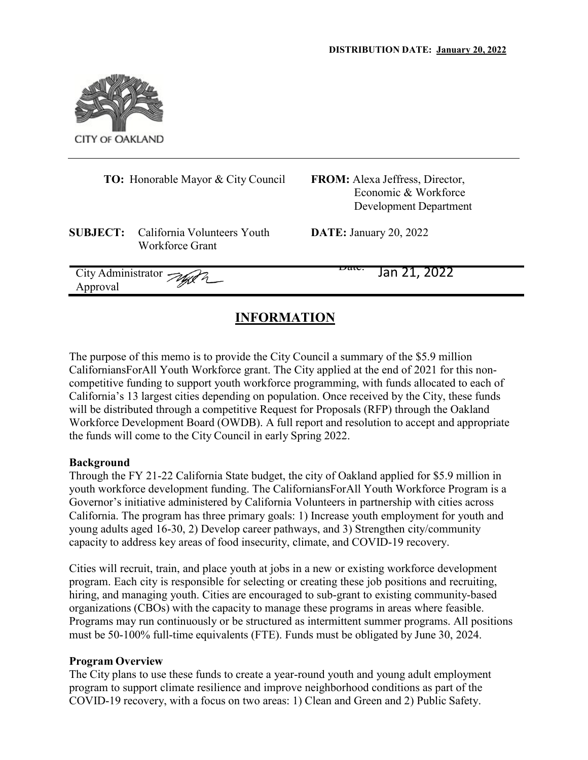**DISTRIBUTION DATE: January 20, 2022**

CITY OF OAKLAND

| | |
|---|---|
| **TO:** Honorable Mayor & City Council | **FROM:** Alexa Jeffress, Director, Economic & Workforce Development Department |
| **SUBJECT:** California Volunteers Youth Workforce Grant | **DATE:** January 20, 2022 |
| City Administrator Approval | Date: Jan 21, 2022 |

## INFORMATION

The purpose of this memo is to provide the City Council a summary of the $5.9 million CaliforniansForAll Youth Workforce grant. The City applied at the end of 2021 for this non-competitive funding to support youth workforce programming, with funds allocated to each of California's 13 largest cities depending on population. Once received by the City, these funds will be distributed through a competitive Request for Proposals (RFP) through the Oakland Workforce Development Board (OWDB). A full report and resolution to accept and appropriate the funds will come to the City Council in early Spring 2022.

**Background**

Through the FY 21-22 California State budget, the city of Oakland applied for $5.9 million in youth workforce development funding. The CaliforniansForAll Youth Workforce Program is a Governor's initiative administered by California Volunteers in partnership with cities across California. The program has three primary goals: 1) Increase youth employment for youth and young adults aged 16-30, 2) Develop career pathways, and 3) Strengthen city/community capacity to address key areas of food insecurity, climate, and COVID-19 recovery.

Cities will recruit, train, and place youth at jobs in a new or existing workforce development program. Each city is responsible for selecting or creating these job positions and recruiting, hiring, and managing youth. Cities are encouraged to sub-grant to existing community-based organizations (CBOs) with the capacity to manage these programs in areas where feasible. Programs may run continuously or be structured as intermittent summer programs. All positions must be 50-100% full-time equivalents (FTE). Funds must be obligated by June 30, 2024.

**Program Overview**

The City plans to use these funds to create a year-round youth and young adult employment program to support climate resilience and improve neighborhood conditions as part of the COVID-19 recovery, with a focus on two areas: 1) Clean and Green and 2) Public Safety.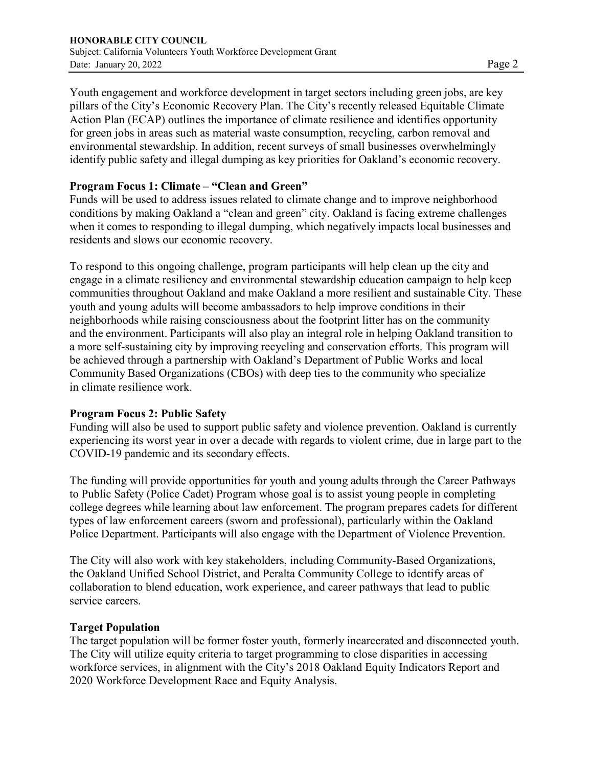Youth engagement and workforce development in target sectors including green jobs, are key pillars of the City's Economic Recovery Plan. The City's recently released Equitable Climate Action Plan (ECAP) outlines the importance of climate resilience and identifies opportunity for green jobs in areas such as material waste consumption, recycling, carbon removal and environmental stewardship. In addition, recent surveys of small businesses overwhelmingly identify public safety and illegal dumping as key priorities for Oakland's economic recovery.

**Program Focus 1: Climate – "Clean and Green"**

Funds will be used to address issues related to climate change and to improve neighborhood conditions by making Oakland a "clean and green" city. Oakland is facing extreme challenges when it comes to responding to illegal dumping, which negatively impacts local businesses and residents and slows our economic recovery.

To respond to this ongoing challenge, program participants will help clean up the city and engage in a climate resiliency and environmental stewardship education campaign to help keep communities throughout Oakland and make Oakland a more resilient and sustainable City. These youth and young adults will become ambassadors to help improve conditions in their neighborhoods while raising consciousness about the footprint litter has on the community and the environment. Participants will also play an integral role in helping Oakland transition to a more self-sustaining city by improving recycling and conservation efforts. This program will be achieved through a partnership with Oakland's Department of Public Works and local Community Based Organizations (CBOs) with deep ties to the community who specialize in climate resilience work.

**Program Focus 2: Public Safety**

Funding will also be used to support public safety and violence prevention. Oakland is currently experiencing its worst year in over a decade with regards to violent crime, due in large part to the COVID-19 pandemic and its secondary effects.

The funding will provide opportunities for youth and young adults through the Career Pathways to Public Safety (Police Cadet) Program whose goal is to assist young people in completing college degrees while learning about law enforcement. The program prepares cadets for different types of law enforcement careers (sworn and professional), particularly within the Oakland Police Department. Participants will also engage with the Department of Violence Prevention.

The City will also work with key stakeholders, including Community-Based Organizations, the Oakland Unified School District, and Peralta Community College to identify areas of collaboration to blend education, work experience, and career pathways that lead to public service careers.

**Target Population**

The target population will be former foster youth, formerly incarcerated and disconnected youth. The City will utilize equity criteria to target programming to close disparities in accessing workforce services, in alignment with the City's 2018 Oakland Equity Indicators Report and 2020 Workforce Development Race and Equity Analysis.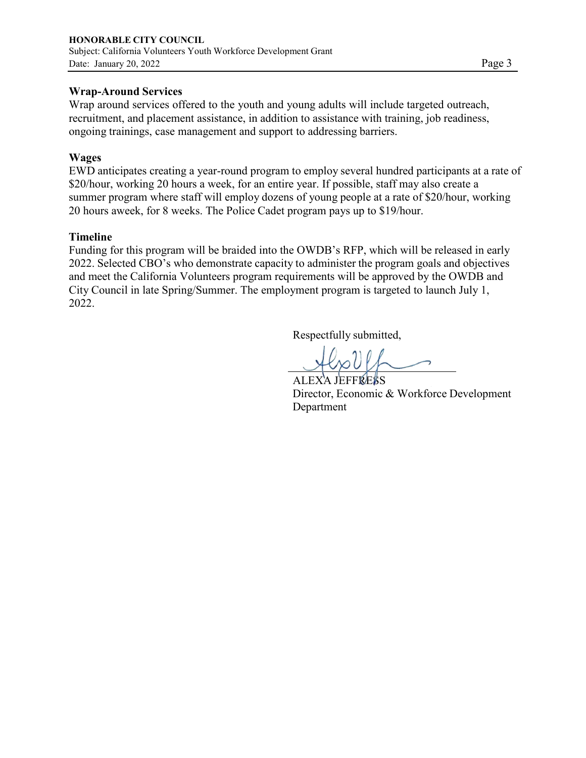**Wrap-Around Services**

Wrap around services offered to the youth and young adults will include targeted outreach, recruitment, and placement assistance, in addition to assistance with training, job readiness, ongoing trainings, case management and support to addressing barriers.

**Wages**

EWD anticipates creating a year-round program to employ several hundred participants at a rate of $20/hour, working 20 hours a week, for an entire year. If possible, staff may also create a summer program where staff will employ dozens of young people at a rate of $20/hour, working 20 hours aweek, for 8 weeks. The Police Cadet program pays up to $19/hour.

**Timeline**

Funding for this program will be braided into the OWDB's RFP, which will be released in early 2022. Selected CBO's who demonstrate capacity to administer the program goals and objectives and meet the California Volunteers program requirements will be approved by the OWDB and City Council in late Spring/Summer. The employment program is targeted to launch July 1, 2022.

Respectfully submitted,

ALEXA JEFFRESS
Director, Economic & Workforce Development Department